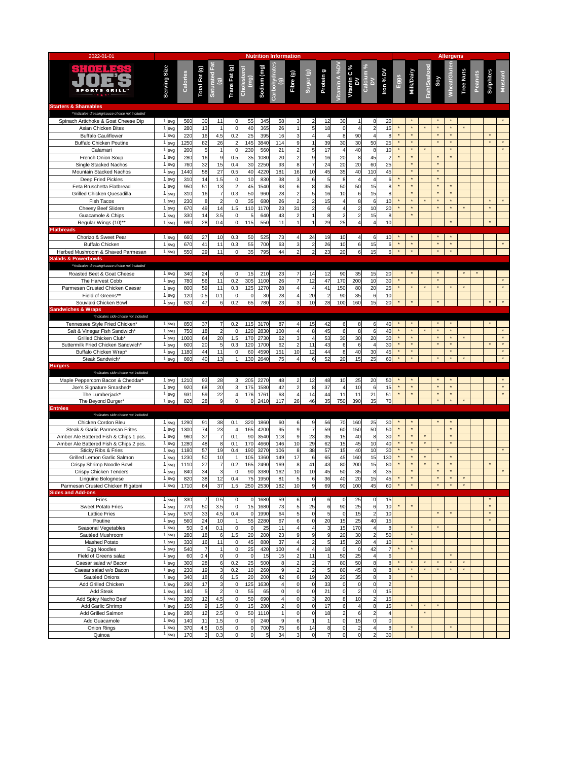2022-01-01

**SHOELESS JOE'S SPORTS GRILL**

| | Serving Size | Calories | Total Fat (g) | Saturated Fat (g) | Trans Fat (g) | Cholesterol (mg) | Sodium (mg) | Carbohydrates (g) | Fibre (g) | Sugar (g) | Protein g | Vitamin A %DV | Vitamin C % DV | Calcium % DV | Iron % DV | Eggs | Milk/Dairy | Fish/Seafood | Soy | Wheat/Gluten | Tree Nuts | Peanuts | Sulphites | Mustard |
|---|---|---|---|---|---|---|---|---|---|---|---|---|---|---|---|---|---|---|---|---|---|---|---|---|
| **Starters & Shareables** | | | | | | | | | | | | | | | | | | | | | | | | |
| *\*\*indicates dressing/sauce choice not included* | | | | | | | | | | | | | | | | | | | | | | | | |
| Spinach Artichoke & Goat Cheese Dip | 1 svg | 560 | 30 | 11 | 0 | 55 | 345 | 58 | 3 | 2 | 12 | 30 | 1 | 8 | 20 | | * | | * | * | | | | * |
| Asian Chicken Bites | 1 svg | 280 | 13 | 1 | 0 | 40 | 365 | 26 | 1 | 5 | 18 | 0 | 4 | 2 | 15 | * | * | * | * | * | * | | | |
| Buffalo Cauliflower | 1 svg | 220 | 16 | 4.5 | 0.2 | 25 | 395 | 16 | 3 | 4 | 4 | 8 | 90 | 4 | 8 | * | * | | * | * | | | * | |
| Buffalo Chicken Poutine | 1 svg | 1250 | 82 | 26 | 2 | 145 | 3840 | 114 | 9 | 1 | 39 | 30 | 30 | 50 | 25 | * | * | | * | * | | | * | * |
| Calamari | 1 svg | 200 | 5 | 1 | 0 | 230 | 560 | 21 | 2 | 5 | 17 | 4 | 40 | 8 | 10 | * | * | * | | * | | | | * |
| French Onion Soup | 1 svg | 280 | 16 | 9 | 0.5 | 35 | 1080 | 20 | 2 | 9 | 16 | 20 | 8 | 45 | 2 | * | * | | * | * | | | | |
| Single Stacked Nachos | 1 svg | 760 | 32 | 15 | 0.4 | 30 | 2250 | 93 | 8 | 7 | 24 | 20 | 20 | 60 | 25 | | * | | * | | | | | |
| Mountain Stacked Nachos | 1 svg | 1440 | 58 | 27 | 0.5 | 40 | 4220 | 181 | 16 | 10 | 45 | 35 | 40 | 110 | 45 | | * | | * | | | | | |
| Deep Fried Pickles | 1 svg | 310 | 14 | 1.5 | 0 | 10 | 830 | 38 | 3 | 6 | 5 | 8 | 4 | 4 | 6 | * | * | | * | | | | | |
| Feta Bruschetta Flatbread | 1 svg | 950 | 51 | 13 | 2 | 45 | 1540 | 93 | 6 | 8 | 35 | 50 | 50 | 15 | 8 | * | * | | * | * | | | | |
| Grilled Chicken Quesadilla | 1 svg | 310 | 16 | 7 | 0.3 | 50 | 960 | 28 | 2 | 5 | 16 | 10 | 6 | 15 | 8 | | * | | * | * | | | | |
| Fish Tacos | 1 svg | 230 | 8 | 2 | 0 | 35 | 680 | 26 | 2 | 2 | 15 | 4 | 8 | 6 | 10 | * | * | * | * | * | | | | * |
| Cheesy Beef Sliders | 1 svg | 670 | 49 | 14 | 1.5 | 110 | 1170 | 23 | 31 | 2 | 6 | 4 | 2 | 10 | 20 | * | * | | * | * | * | | * | |
| Guacamole & Chips | 1 svg | 330 | 14 | 3.5 | 0 | 5 | 640 | 43 | 2 | 1 | 8 | 2 | 2 | 15 | 8 | | * | | | | | | | |
| Regular Wings (10)** | 1 svg | 690 | 28 | 0.4 | 0 | 115 | 550 | 11 | 1 | 1 | 29 | 25 | 4 | 4 | 10 | | | | | * | | | * | |
| **Flatbreads** | | | | | | | | | | | | | | | | | | | | | | | | |
| Chorizo & Sweet Pear | 1 svg | 660 | 27 | 10 | 0.3 | 50 | 525 | 73 | 4 | 24 | 19 | 10 | 4 | 6 | 10 | * | * | | * | * | | | | |
| Buffalo Chicken | 1 svg | 670 | 41 | 11 | 0.3 | 55 | 700 | 63 | 3 | 2 | 26 | 10 | 6 | 15 | 6 | * | * | | * | * | | | | * |
| Herbed Mushroom & Shaved Parmesan | 1 svg | 550 | 29 | 11 | 0 | 35 | 795 | 44 | 2 | 2 | 23 | 20 | 6 | 15 | 6 | * | * | | * | * | | | | |
| **Salads & Powerbowls** | | | | | | | | | | | | | | | | | | | | | | | | |
| *\*\*indicates dressing/sauce choice not included* | | | | | | | | | | | | | | | | | | | | | | | | |
| Roasted Beet & Goat Cheese | 1 svg | 340 | 24 | 6 | 0 | 15 | 210 | 23 | 7 | 14 | 12 | 90 | 35 | 15 | 20 | | * | | * | | * | * | | |
| The Harvest Cobb | 1 svg | 780 | 56 | 11 | 0.2 | 305 | 1100 | 26 | 7 | 12 | 47 | 170 | 200 | 10 | 30 | * | | | * | | | | | * |
| Parmesan Crusted Chicken Caesar | 1 svg | 800 | 59 | 11 | 0.3 | 125 | 1270 | 28 | 4 | 4 | 41 | 150 | 80 | 20 | 25 | * | * | * | * | * | * | | | * |
| Field of Greens** | 1 svg | 120 | 0.5 | 0.1 | 0 | 0 | 30 | 28 | 4 | 20 | 2 | 90 | 35 | 6 | 10 | | | | | | | | | |
| Souvlaki Chicken Bowl | 1 svg | 620 | 47 | 6 | 0.2 | 65 | 780 | 23 | 3 | 10 | 28 | 100 | 160 | 15 | 20 | * | * | | * | | | | * | * |
| **Sandwiches & Wraps** | | | | | | | | | | | | | | | | | | | | | | | | |
| *\*indicates side choice not included* | | | | | | | | | | | | | | | | | | | | | | | | |
| Tennessee Style Fried Chicken* | 1 svg | 850 | 37 | 7 | 0.2 | 115 | 3170 | 87 | 4 | 15 | 42 | 6 | 8 | 6 | 40 | * | * | | * | * | | | * | |
| Salt & Vinegar Fish Sandwich* | 1 svg | 750 | 18 | 2 | 0 | 120 | 2830 | 100 | 4 | 8 | 45 | 6 | 8 | 6 | 40 | * | * | * | * | * | | | | * |
| Grilled Chicken Club* | 1 svg | 1000 | 64 | 20 | 1.5 | 170 | 2730 | 62 | 3 | 4 | 53 | 30 | 30 | 20 | 30 | * | * | | * | * | * | | | * |
| Buttermilk Fried Chicken Sandwich* | 1 svg | 600 | 20 | 5 | 0.3 | 120 | 1700 | 62 | 2 | 11 | 43 | 6 | 6 | 4 | 30 | * | * | | * | * | | | * | * |
| Buffalo Chicken Wrap* | 1 svg | 1180 | 44 | 11 | 0 | 60 | 4590 | 151 | 10 | 12 | 44 | 8 | 40 | 30 | 45 | * | * | | | * | | | | * |
| Steak Sandwich* | 1 svg | 860 | 40 | 13 | 1 | 130 | 2640 | 75 | 4 | 6 | 52 | 20 | 15 | 25 | 60 | * | * | | * | * | * | | | * |
| **Burgers** | | | | | | | | | | | | | | | | | | | | | | | | |
| *\*indicates side choice not included* | | | | | | | | | | | | | | | | | | | | | | | | |
| Maple Peppercorn Bacon & Cheddar* | 1 svg | 1210 | 93 | 28 | 3 | 205 | 2270 | 48 | 2 | 12 | 48 | 10 | 25 | 20 | 50 | * | * | | * | * | | | | * |
| Joe's Signature Smashed* | 1 svg | 920 | 68 | 20 | 3 | 175 | 1580 | 42 | 2 | 8 | 37 | 4 | 10 | 6 | 15 | * | * | | * | * | | | | * |
| The Lumberjack* | 1 svg | 931 | 59 | 22 | 4 | 176 | 1761 | 63 | 4 | 14 | 44 | 11 | 11 | 21 | 51 | * | * | | * | * | | | | * |
| The Beyond Burger* | 1 svg | 820 | 28 | 9 | 0 | 0 | 2410 | 117 | 26 | 46 | 35 | 750 | 390 | 35 | 70 | | | | * | * | * | | | |
| **Entrées** | | | | | | | | | | | | | | | | | | | | | | | | |
| *\*indicates side choice not included* | | | | | | | | | | | | | | | | | | | | | | | | |
| Chicken Cordon Bleu | 1 svg | 1290 | 91 | 38 | 0.1 | 320 | 1860 | 60 | 6 | 9 | 56 | 70 | 160 | 25 | 30 | * | * | | * | * | | | | |
| Steak & Garlic Parmesan Frites | 1 svg | 1300 | 74 | 23 | 4 | 165 | 4200 | 95 | 9 | 7 | 59 | 60 | 150 | 50 | 50 | * | * | | | * | | | | |
| Amber Ale Battered Fish & Chips 1 pcs. | 1 svg | 960 | 37 | 7 | 0.1 | 90 | 3540 | 118 | 9 | 23 | 35 | 15 | 40 | 8 | 30 | * | * | * | | * | | | | |
| Amber Ale Battered Fish & Chips 2 pcs. | 1 svg | 1280 | 48 | 8 | 0.1 | 170 | 4660 | 146 | 10 | 29 | 62 | 15 | 45 | 10 | 40 | * | * | * | | * | | | | |
| Sticky Ribs & Fries | 1 svg | 1180 | 57 | 19 | 0.4 | 190 | 3270 | 106 | 8 | 38 | 57 | 15 | 40 | 10 | 30 | * | * | | * | | | | | * |
| Grilled Lemon Garlic Salmon | 1 svg | 1230 | 50 | 10 | 1 | 105 | 1360 | 149 | 17 | 6 | 65 | 45 | 160 | 15 | 130 | * | * | * | | * | | | | |
| Crispy Shrimp Noodle Bowl | 1 svg | 1110 | 27 | 7 | 0.2 | 165 | 2490 | 169 | 8 | 41 | 43 | 80 | 200 | 15 | 80 | * | * | * | * | * | | | * | |
| Crispy Chicken Tenders | 1 svg | 840 | 34 | 3 | 0 | 90 | 3380 | 162 | 10 | 10 | 45 | 50 | 35 | 8 | 35 | | * | | * | * | | | | * |
| Linguine Bolognese | 1 svg | 820 | 38 | 12 | 0.4 | 75 | 1950 | 81 | 5 | 6 | 36 | 40 | 20 | 15 | 45 | * | * | | * | * | * | | | |
| Parmesan Crusted Chicken Rigatoni | 1 svg | 1710 | 84 | 37 | 1.5 | 250 | 2530 | 182 | 10 | 9 | 69 | 90 | 100 | 45 | 60 | * | * | | * | * | * | | | |
| **Sides and Add-ons** | | | | | | | | | | | | | | | | | | | | | | | | |
| Fries | 1 svg | 330 | 7 | 0.5 | 0 | 0 | 1680 | 59 | 6 | 0 | 6 | 0 | 25 | 0 | 15 | | | | | | | | * | |
| Sweet Potato Fries | 1 svg | 770 | 50 | 3.5 | 0 | 15 | 1680 | 73 | 5 | 25 | 6 | 90 | 25 | 6 | 10 | * | * | | | | | | * | |
| Lattice Fries | 1 svg | 570 | 33 | 4.5 | 0.4 | 0 | 1990 | 64 | 5 | 0 | 5 | 0 | 15 | 2 | 10 | | | | * | * | | | * | |
| Poutine | 1 svg | 560 | 24 | 10 | 1 | 55 | 2280 | 67 | 6 | 0 | 20 | 15 | 25 | 40 | 15 | | | | | | | | * | |
| Seasonal Vegetables | 1 svg | 50 | 0.4 | 0.1 | 0 | 0 | 25 | 11 | 4 | 4 | 3 | 15 | 170 | 4 | 8 | | * | | * | | | | | |
| Sautéed Mushroom | 1 svg | 280 | 18 | 6 | 1.5 | 20 | 200 | 23 | 9 | 9 | 9 | 20 | 30 | 2 | 50 | | * | | | | | | | |
| Mashed Potato | 1 svg | 330 | 16 | 11 | 0 | 45 | 880 | 37 | 4 | 2 | 5 | 15 | 20 | 4 | 10 | | * | | | | | | | |
| Egg Noodles | 1 svg | 540 | 7 | 1 | 0 | 25 | 420 | 100 | 4 | 4 | 18 | 0 | 0 | 42 | 7 | * | * | | | | | | | |
| Field of Greens salad | 1 svg | 60 | 0.4 | 0 | 0 | 0 | 15 | 15 | 2 | 11 | 1 | 50 | 25 | 4 | 6 | | | | | * | | | | |
| Caesar salad w/ Bacon | 1 svg | 300 | 28 | 6 | 0.2 | 25 | 500 | 8 | 2 | 2 | 7 | 80 | 50 | 8 | 8 | * | * | * | * | * | * | | | |
| Caesar salad w/o Bacon | 1 svg | 230 | 19 | 3 | 0.2 | 10 | 260 | 9 | 2 | 2 | 5 | 80 | 45 | 8 | 8 | * | * | * | * | * | * | | | |
| Sautéed Onions | 1 svg | 340 | 18 | 6 | 1.5 | 20 | 200 | 42 | 6 | 19 | 20 | 20 | 35 | 8 | 8 | | * | | | | | | | |
| Add Grilled Chicken | 1 svg | 290 | 17 | 3 | 0 | 125 | 1630 | 4 | 0 | 0 | 33 | 0 | 0 | 0 | 2 | | | | | | | | | |
| Add Steak | 1 svg | 140 | 5 | 2 | 0 | 55 | 65 | 0 | 0 | 0 | 21 | 0 | 2 | 0 | 15 | | | | | | | | | |
| Add Spicy Nacho Beef | 1 svg | 200 | 12 | 4.5 | 0 | 50 | 690 | 4 | 0 | 3 | 20 | 8 | 10 | 2 | 15 | | | | | | | | | |
| Add Garlic Shrimp | 1 svg | 150 | 9 | 1.5 | 0 | 15 | 280 | 2 | 0 | 0 | 17 | 6 | 4 | 8 | 15 | | * | * | * | | | | | |
| Add Grilled Salmon | 1 svg | 280 | 12 | 2.5 | 0 | 50 | 1110 | 1 | 0 | 0 | 18 | 2 | 6 | 2 | 4 | | | * | | | | | | |
| Add Guacamole | 1 svg | 140 | 11 | 1.5 | 0 | 0 | 240 | 9 | 6 | 1 | 1 | 0 | 15 | 0 | 0 | | | | | | | | | |
| Onion Rings | 1 svg | 370 | 4.5 | 0.5 | 0 | 0 | 700 | 75 | 6 | 14 | 8 | 0 | 2 | 4 | 8 | | * | | | * | | | | |
| Quinoa | 1 svg | 170 | 3 | 0.3 | 0 | 0 | 5 | 34 | 3 | 0 | 7 | 0 | 0 | 2 | 30 | | | | | | | | | |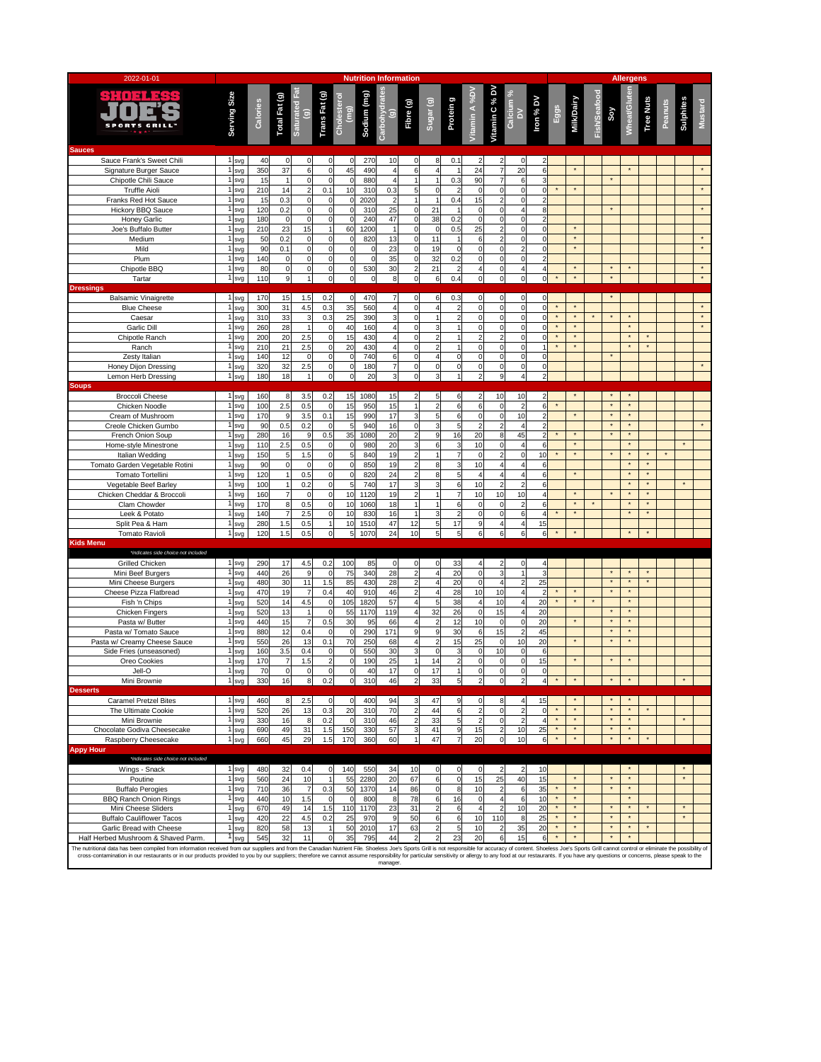2022-01-01

SHOELESS JOE'S SPORTS GRILL

| | Serving Size | | Nutrition Information | | | | | | | | | | | | | | Allergens | | | | | | | | |
|---|---|---|---|---|---|---|---|---|---|---|---|---|---|---|---|---|---|---|---|---|---|---|---|---|---|
| | | | Calories | Total Fat (g) | Saturated Fat (g) | Trans Fat (g) | Cholesterol (mg) | Sodium (mg) | Carbohydrates (g) | Fibre (g) | Sugar (g) | Protein g | Vitamin A %DV | Vitamin C % DV | Calcium % DV | Iron % DV | Eggs | Milk/Dairy | Fish/Seafood | Soy | Wheat/Gluten | Tree Nuts | Peanuts | Sulphites | Mustard |
| **Sauces** | | | | | | | | | | | | | | | | | | | | | | | | | |
| Sauce Frank's Sweet Chili | 1 | svg | 40 | 0 | 0 | 0 | 0 | 270 | 10 | 0 | 8 | 0.1 | 2 | 2 | 0 | 2 | | | | | | | | | |
| Signature Burger Sauce | 1 | svg | 350 | 37 | 6 | 0 | 45 | 490 | 4 | 6 | 4 | 1 | 24 | 7 | 20 | 6 | | * | | | * | | | | * |
| Chipotle Chili Sauce | 1 | svg | 15 | 1 | 0 | 0 | 0 | 880 | 4 | 1 | 1 | 0.3 | 90 | 7 | 6 | 3 | | | | * | | | | | |
| Truffle Aioli | 1 | svg | 210 | 14 | 2 | 0.1 | 10 | 310 | 0.3 | 5 | 0 | 2 | 0 | 0 | 0 | 0 | * | * | | | | | | | * |
| Franks Red Hot Sauce | 1 | svg | 15 | 0.3 | 0 | 0 | 0 | 2020 | 2 | 1 | 1 | 0.4 | 15 | 2 | 0 | 2 | | | | | | | | | |
| Hickory BBQ Sauce | 1 | svg | 120 | 0.2 | 0 | 0 | 0 | 310 | 25 | 0 | 21 | 1 | 0 | 0 | 4 | 8 | | | | * | | | | | * |
| Honey Garlic | 1 | svg | 180 | 0 | 0 | 0 | 0 | 240 | 47 | 0 | 38 | 0.2 | 0 | 0 | 0 | 2 | | | | | | | | | |
| Joe's Buffalo Butter | 1 | svg | 210 | 23 | 15 | 1 | 60 | 1200 | 1 | 0 | 0 | 0.5 | 25 | 2 | 0 | 0 | | * | | | | | | | |
| Medium | 1 | svg | 50 | 0.2 | 0 | 0 | 0 | 820 | 13 | 0 | 11 | 1 | 6 | 2 | 0 | 0 | | * | | | | | | | * |
| Mild | 1 | svg | 90 | 0.1 | 0 | 0 | 0 | 0 | 23 | 0 | 19 | 0 | 0 | 0 | 2 | 0 | | * | | | | | | | * |
| Plum | 1 | svg | 140 | 0 | 0 | 0 | 0 | 0 | 35 | 0 | 32 | 0.2 | 0 | 0 | 0 | 2 | | | | | | | | | |
| Chipotle BBQ | 1 | svg | 80 | 0 | 0 | 0 | 0 | 530 | 30 | 2 | 21 | 2 | 4 | 0 | 4 | 4 | | * | | * | * | | | | * |
| Tartar | 1 | svg | 110 | 9 | 1 | 0 | 0 | 0 | 8 | 0 | 6 | 0.4 | 0 | 0 | 0 | 0 | * | * | | * | | | | | * |
| **Dressings** | | | | | | | | | | | | | | | | | | | | | | | | | |
| Balsamic Vinaigrette | 1 | svg | 170 | 15 | 1.5 | 0.2 | 0 | 470 | 7 | 0 | 6 | 0.3 | 0 | 0 | 0 | 0 | | | | * | | | | | |
| Blue Cheese | 1 | svg | 300 | 31 | 4.5 | 0.3 | 35 | 560 | 4 | 0 | 4 | 2 | 0 | 0 | 0 | 0 | * | * | | | | | | | * |
| Caesar | 1 | svg | 310 | 33 | 3 | 0.3 | 25 | 390 | 3 | 0 | 1 | 2 | 0 | 0 | 0 | 0 | * | * | * | * | * | | | | * |
| Garlic Dill | 1 | svg | 260 | 28 | 1 | 0 | 40 | 160 | 4 | 0 | 3 | 1 | 0 | 0 | 0 | 0 | * | * | | | * | | | | * |
| Chipotle Ranch | 1 | svg | 200 | 20 | 2.5 | 0 | 15 | 430 | 4 | 0 | 2 | 1 | 2 | 2 | 0 | 0 | * | * | | | * | * | | | |
| Ranch | 1 | svg | 210 | 21 | 2.5 | 0 | 20 | 430 | 4 | 0 | 2 | 1 | 0 | 0 | 0 | 1 | * | * | | | * | * | | | |
| Zesty Italian | 1 | svg | 140 | 12 | 0 | 0 | 0 | 740 | 6 | 0 | 4 | 0 | 0 | 0 | 0 | 0 | | | | * | | | | | |
| Honey Dijon Dressing | 1 | svg | 320 | 32 | 2.5 | 0 | 0 | 180 | 7 | 0 | 0 | 0 | 0 | 0 | 0 | 0 | | | | | | | | | * |
| Lemon Herb Dressing | 1 | svg | 180 | 18 | 1 | 0 | 0 | 20 | 3 | 0 | 3 | 1 | 2 | 9 | 4 | 2 | | | | | | | | | |
| **Soups** | | | | | | | | | | | | | | | | | | | | | | | | | |
| Broccoli Cheese | 1 | svg | 160 | 8 | 3.5 | 0.2 | 15 | 1080 | 15 | 2 | 5 | 6 | 2 | 10 | 10 | 2 | | * | | * | * | | | | |
| Chicken Noodle | 1 | svg | 100 | 2.5 | 0.5 | 0 | 15 | 950 | 15 | 1 | 2 | 6 | 6 | 0 | 2 | 6 | * | | | * | * | | | | |
| Cream of Mushroom | 1 | svg | 170 | 9 | 3.5 | 0.1 | 15 | 990 | 17 | 3 | 5 | 6 | 6 | 0 | 10 | 2 | | * | | * | * | | | | |
| Creole Chicken Gumbo | 1 | svg | 90 | 0.5 | 0.2 | 0 | 5 | 940 | 16 | 0 | 3 | 5 | 2 | 2 | 4 | 2 | | | | * | * | | | | * |
| French Onion Soup | 1 | svg | 280 | 16 | 9 | 0.5 | 35 | 1080 | 20 | 2 | 9 | 16 | 20 | 8 | 45 | 2 | * | * | | * | * | | | | |
| Home-style Minestrone | 1 | svg | 110 | 2.5 | 0.5 | 0 | 0 | 980 | 20 | 3 | 6 | 3 | 10 | 0 | 4 | 6 | | * | | | * | | | * | |
| Italian Wedding | 1 | svg | 150 | 5 | 1.5 | 0 | 5 | 840 | 19 | 2 | 1 | 7 | 0 | 2 | 0 | 10 | * | * | | * | * | * | * | | |
| Tomato Garden Vegetable Rotini | 1 | svg | 90 | 0 | 0 | 0 | 0 | 850 | 19 | 2 | 8 | 3 | 10 | 4 | 4 | 6 | | | | | * | * | | | |
| Tomato Tortellini | 1 | svg | 120 | 1 | 0.5 | 0 | 0 | 820 | 24 | 2 | 8 | 5 | 4 | 4 | 4 | 6 | | * | | | * | * | | | |
| Vegetable Beef Barley | 1 | svg | 100 | 1 | 0.2 | 0 | 5 | 740 | 17 | 3 | 3 | 6 | 10 | 2 | 2 | 6 | | | | | * | * | | * | |
| Chicken Cheddar & Broccoli | 1 | svg | 160 | 7 | 0 | 0 | 10 | 1120 | 19 | 2 | 1 | 7 | 10 | 10 | 10 | 4 | | * | | * | * | * | | | |
| Clam Chowder | 1 | svg | 170 | 8 | 0.5 | 0 | 10 | 1060 | 18 | 1 | 1 | 6 | 0 | 0 | 2 | 6 | | * | * | | * | * | | | |
| Leek & Potato | 1 | svg | 140 | 7 | 2.5 | 0 | 10 | 830 | 16 | 1 | 3 | 2 | 0 | 0 | 6 | 4 | * | * | | | * | * | | | |
| Split Pea & Ham | 1 | svg | 280 | 1.5 | 0.5 | 1 | 10 | 1510 | 47 | 12 | 5 | 17 | 9 | 4 | 4 | 15 | | | | | | | | | |
| Tomato Ravioli | 1 | svg | 120 | 1.5 | 0.5 | 0 | 5 | 1070 | 24 | 10 | 5 | 5 | 6 | 6 | 6 | 6 | * | * | | | * | * | | | |
| **Kids Menu** | | | | | | | | | | | | | | | | | | | | | | | | | |
| *indicates side choice not included | | | | | | | | | | | | | | | | | | | | | | | | | |
| Grilled Chicken | 1 | svg | 290 | 17 | 4.5 | 0.2 | 100 | 85 | 0 | 0 | 0 | 33 | 4 | 2 | 0 | 4 | | | | | | | | | |
| Mini Beef Burgers | 1 | svg | 440 | 26 | 9 | 0 | 75 | 340 | 28 | 2 | 4 | 20 | 0 | 3 | 1 | 3 | | | | * | * | * | | | |
| Mini Cheese Burgers | 1 | svg | 480 | 30 | 11 | 1.5 | 85 | 430 | 28 | 2 | 4 | 20 | 0 | 4 | 2 | 25 | | | | * | * | * | | | |
| Cheese Pizza Flatbread | 1 | svg | 470 | 19 | 7 | 0.4 | 40 | 910 | 46 | 2 | 4 | 28 | 10 | 10 | 4 | 2 | * | * | | * | * | | | | |
| Fish 'n Chips | 1 | svg | 520 | 14 | 4.5 | 0 | 105 | 1820 | 57 | 4 | 5 | 38 | 4 | 10 | 4 | 20 | * | * | * | | * | | | | |
| Chicken Fingers | 1 | svg | 520 | 13 | 1 | 0 | 55 | 1170 | 119 | 4 | 32 | 26 | 0 | 15 | 4 | 20 | | | | * | * | | | | |
| Pasta w/ Butter | 1 | svg | 440 | 15 | 7 | 0.5 | 30 | 95 | 66 | 4 | 2 | 12 | 10 | 0 | 0 | 20 | | * | | * | * | | | | |
| Pasta w/ Tomato Sauce | 1 | svg | 880 | 12 | 0.4 | 0 | 0 | 290 | 171 | 9 | 9 | 30 | 6 | 15 | 2 | 45 | | | | * | * | | | | |
| Pasta w/ Creamy Cheese Sauce | 1 | svg | 550 | 26 | 13 | 0.1 | 70 | 250 | 68 | 4 | 2 | 15 | 25 | 0 | 10 | 20 | | * | | * | * | | | | |
| Side Fries (unseasoned) | 1 | svg | 160 | 3.5 | 0.4 | 0 | 0 | 550 | 30 | 3 | 0 | 3 | 0 | 10 | 0 | 6 | | | | | | | | | |
| Oreo Cookies | 1 | svg | 170 | 7 | 1.5 | 2 | 0 | 190 | 25 | 1 | 14 | 2 | 0 | 0 | 0 | 15 | | * | | * | * | | | | |
| Jell-O | 1 | svg | 70 | 0 | 0 | 0 | 0 | 40 | 17 | 0 | 17 | 1 | 0 | 0 | 0 | 0 | | | | | | | | | |
| Mini Brownie | 1 | svg | 330 | 16 | 8 | 0.2 | 0 | 310 | 46 | 2 | 33 | 5 | 2 | 0 | 2 | 4 | * | * | | * | * | | | * | |
| **Desserts** | | | | | | | | | | | | | | | | | | | | | | | | | |
| Caramel Pretzel Bites | 1 | svg | 460 | 8 | 2.5 | 0 | 0 | 400 | 94 | 3 | 47 | 9 | 0 | 8 | 4 | 15 | | * | | * | * | | | | |
| The Ultimate Cookie | 1 | svg | 520 | 26 | 13 | 0.3 | 20 | 310 | 70 | 2 | 44 | 6 | 2 | 0 | 2 | 0 | * | * | | * | * | * | | | |
| Mini Brownie | 1 | svg | 330 | 16 | 8 | 0.2 | 0 | 310 | 46 | 2 | 33 | 5 | 2 | 0 | 2 | 4 | * | * | | * | * | | | * | |
| Chocolate Godiva Cheesecake | 1 | svg | 690 | 49 | 31 | 1.5 | 150 | 330 | 57 | 3 | 41 | 9 | 15 | 2 | 10 | 25 | * | * | | * | * | | | | |
| Raspberry Cheesecake | 1 | svg | 660 | 45 | 29 | 1.5 | 170 | 360 | 60 | 1 | 47 | 7 | 20 | 0 | 10 | 6 | * | * | | * | * | * | | | |
| **Appy Hour** | | | | | | | | | | | | | | | | | | | | | | | | | |
| *indicates side choice not included | | | | | | | | | | | | | | | | | | | | | | | | | |
| Wings - Snack | 1 | svg | 480 | 32 | 0.4 | 0 | 140 | 550 | 34 | 10 | 0 | 0 | 0 | 2 | 2 | 10 | | | | | * | | | * | |
| Poutine | 1 | svg | 560 | 24 | 10 | 1 | 55 | 2280 | 20 | 67 | 6 | 0 | 15 | 25 | 40 | 15 | | * | | * | * | | | * | |
| Buffalo Perogies | 1 | svg | 710 | 36 | 7 | 0.3 | 50 | 1370 | 14 | 86 | 0 | 8 | 10 | 2 | 6 | 35 | * | * | | * | * | | | | |
| BBQ Ranch Onion Rings | 1 | svg | 440 | 10 | 1.5 | 0 | 0 | 800 | 8 | 78 | 6 | 16 | 0 | 4 | 6 | 10 | * | * | | | * | | | | |
| Mini Cheese Sliders | 1 | svg | 670 | 49 | 14 | 1.5 | 110 | 1170 | 23 | 31 | 2 | 6 | 4 | 2 | 10 | 20 | * | * | | * | * | * | | * | |
| Buffalo Cauliflower Tacos | 1 | svg | 420 | 22 | 4.5 | 0.2 | 25 | 970 | 9 | 50 | 6 | 6 | 10 | 110 | 8 | 25 | * | * | | * | * | | | * | |
| Garlic Bread with Cheese | 1 | svg | 820 | 58 | 13 | 1 | 50 | 2010 | 17 | 63 | 2 | 5 | 10 | 2 | 35 | 20 | * | * | | * | * | * | | | |
| Half Herbed Mushroom & Shaved Parm. | 1 | svg | 545 | 32 | 11 | 0 | 35 | 795 | 44 | 2 | 2 | 23 | 20 | 6 | 15 | 6 | * | * | | * | * | | | | |

The nutritional data has been compiled from information received from our suppliers and from the Canadian Nutrient File. Shoeless Joe's Sports Grill is not responsible for accuracy of content. Shoeless Joe's Sports Grill cannot control or eliminate the possibility of cross-contamination in our restaurants or in our products provided to you by our suppliers; therefore we cannot assume responsibility for particular sensitivity or allergy to any food at our restaurants. If you have any questions or concerns, please speak to the manager.